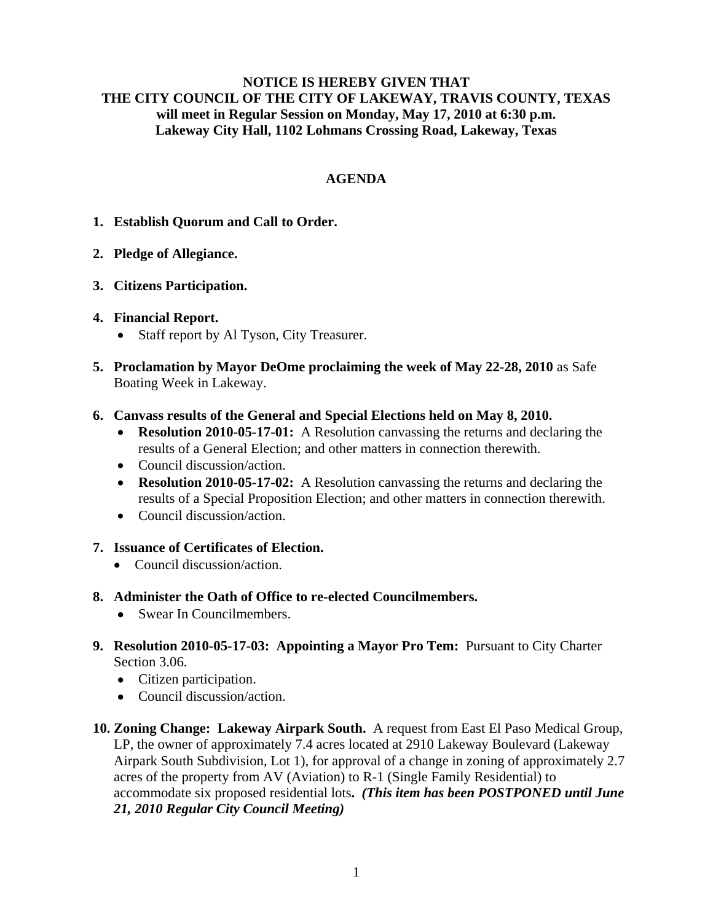**NOTICE IS HEREBY GIVEN THAT**
**THE CITY COUNCIL OF THE CITY OF LAKEWAY, TRAVIS COUNTY, TEXAS**
**will meet in Regular Session on Monday, May 17, 2010 at 6:30 p.m.**
**Lakeway City Hall, 1102 Lohmans Crossing Road, Lakeway, Texas**

# AGENDA

1. **Establish Quorum and Call to Order.**

2. **Pledge of Allegiance.**

3. **Citizens Participation.**

4. **Financial Report.**
   - Staff report by Al Tyson, City Treasurer.

5. **Proclamation by Mayor DeOme proclaiming the week of May 22-28, 2010** as Safe Boating Week in Lakeway.

6. **Canvass results of the General and Special Elections held on May 8, 2010.**
   - **Resolution 2010-05-17-01:** A Resolution canvassing the returns and declaring the results of a General Election; and other matters in connection therewith.
   - Council discussion/action.
   - **Resolution 2010-05-17-02:** A Resolution canvassing the returns and declaring the results of a Special Proposition Election; and other matters in connection therewith.
   - Council discussion/action.

7. **Issuance of Certificates of Election.**
   - Council discussion/action.

8. **Administer the Oath of Office to re-elected Councilmembers.**
   - Swear In Councilmembers.

9. **Resolution 2010-05-17-03: Appointing a Mayor Pro Tem:** Pursuant to City Charter Section 3.06.
   - Citizen participation.
   - Council discussion/action.

10. **Zoning Change: Lakeway Airpark South.** A request from East El Paso Medical Group, LP, the owner of approximately 7.4 acres located at 2910 Lakeway Boulevard (Lakeway Airpark South Subdivision, Lot 1), for approval of a change in zoning of approximately 2.7 acres of the property from AV (Aviation) to R-1 (Single Family Residential) to accommodate six proposed residential lots**.** ***(This item has been POSTPONED until June 21, 2010 Regular City Council Meeting)***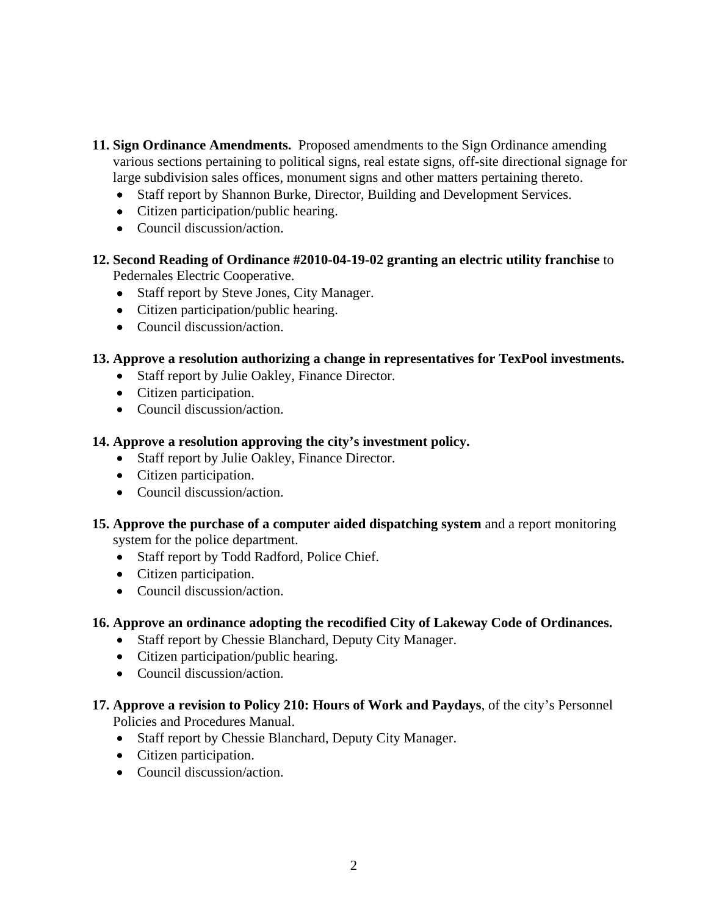11. **Sign Ordinance Amendments.** Proposed amendments to the Sign Ordinance amending various sections pertaining to political signs, real estate signs, off-site directional signage for large subdivision sales offices, monument signs and other matters pertaining thereto.
    - Staff report by Shannon Burke, Director, Building and Development Services.
    - Citizen participation/public hearing.
    - Council discussion/action.

12. **Second Reading of Ordinance #2010-04-19-02 granting an electric utility franchise** to Pedernales Electric Cooperative.
    - Staff report by Steve Jones, City Manager.
    - Citizen participation/public hearing.
    - Council discussion/action.

13. **Approve a resolution authorizing a change in representatives for TexPool investments.**
    - Staff report by Julie Oakley, Finance Director.
    - Citizen participation.
    - Council discussion/action.

14. **Approve a resolution approving the city's investment policy.**
    - Staff report by Julie Oakley, Finance Director.
    - Citizen participation.
    - Council discussion/action.

15. **Approve the purchase of a computer aided dispatching system** and a report monitoring system for the police department.
    - Staff report by Todd Radford, Police Chief.
    - Citizen participation.
    - Council discussion/action.

16. **Approve an ordinance adopting the recodified City of Lakeway Code of Ordinances.**
    - Staff report by Chessie Blanchard, Deputy City Manager.
    - Citizen participation/public hearing.
    - Council discussion/action.

17. **Approve a revision to Policy 210: Hours of Work and Paydays**, of the city's Personnel Policies and Procedures Manual.
    - Staff report by Chessie Blanchard, Deputy City Manager.
    - Citizen participation.
    - Council discussion/action.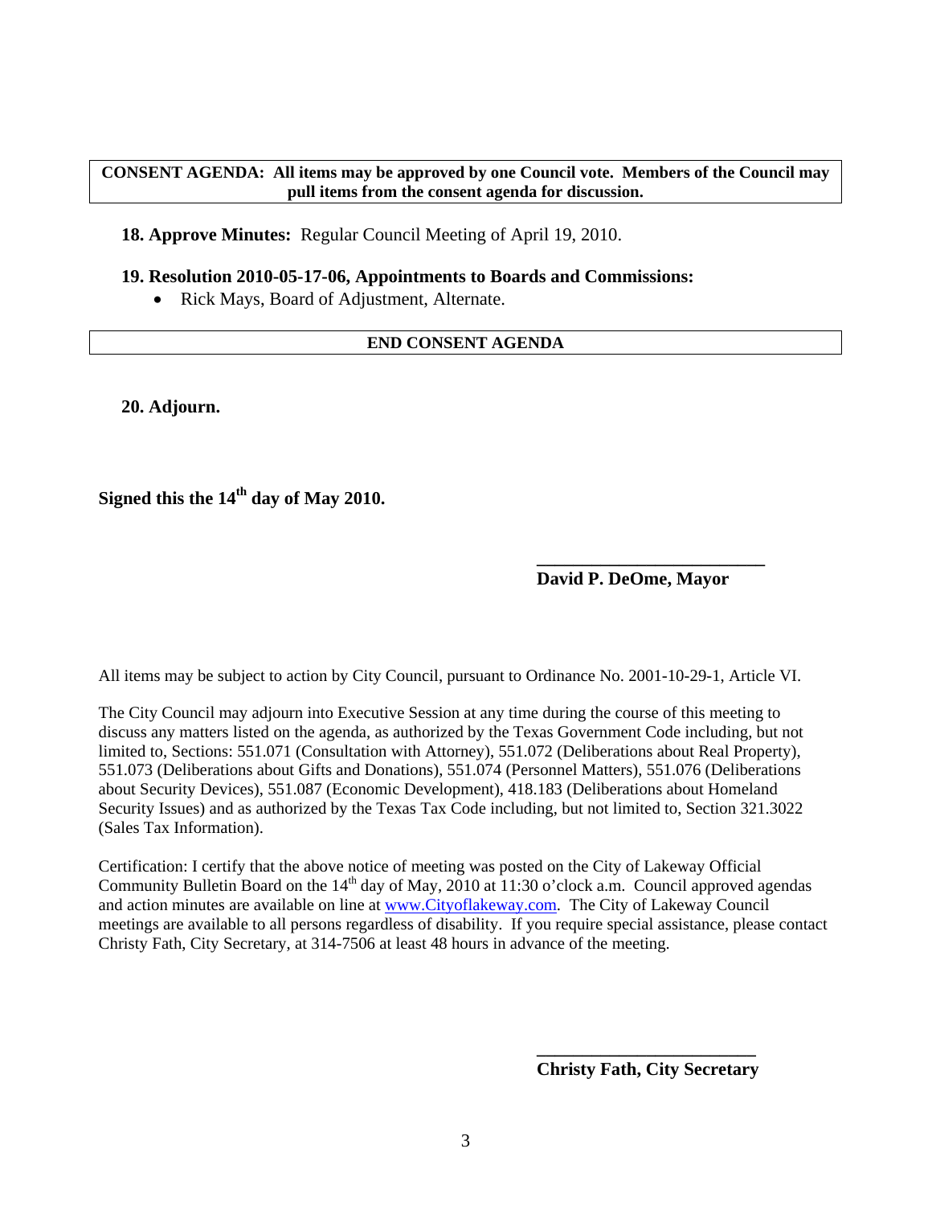**CONSENT AGENDA: All items may be approved by one Council vote. Members of the Council may pull items from the consent agenda for discussion.**

**18. Approve Minutes:** Regular Council Meeting of April 19, 2010.

**19. Resolution 2010-05-17-06, Appointments to Boards and Commissions:**

- Rick Mays, Board of Adjustment, Alternate.

**END CONSENT AGENDA**

**20. Adjourn.**

**Signed this the 14th day of May 2010.**

**\_\_\_\_\_\_\_\_\_\_\_\_\_\_\_\_\_\_\_\_\_\_\_\_\_**
**David P. DeOme, Mayor**

All items may be subject to action by City Council, pursuant to Ordinance No. 2001-10-29-1, Article VI.

The City Council may adjourn into Executive Session at any time during the course of this meeting to discuss any matters listed on the agenda, as authorized by the Texas Government Code including, but not limited to, Sections: 551.071 (Consultation with Attorney), 551.072 (Deliberations about Real Property), 551.073 (Deliberations about Gifts and Donations), 551.074 (Personnel Matters), 551.076 (Deliberations about Security Devices), 551.087 (Economic Development), 418.183 (Deliberations about Homeland Security Issues) and as authorized by the Texas Tax Code including, but not limited to, Section 321.3022 (Sales Tax Information).

Certification: I certify that the above notice of meeting was posted on the City of Lakeway Official Community Bulletin Board on the 14th day of May, 2010 at 11:30 o'clock a.m. Council approved agendas and action minutes are available on line at www.Cityoflakeway.com. The City of Lakeway Council meetings are available to all persons regardless of disability. If you require special assistance, please contact Christy Fath, City Secretary, at 314-7506 at least 48 hours in advance of the meeting.

**\_\_\_\_\_\_\_\_\_\_\_\_\_\_\_\_\_\_\_\_\_\_\_\_\_**
**Christy Fath, City Secretary**